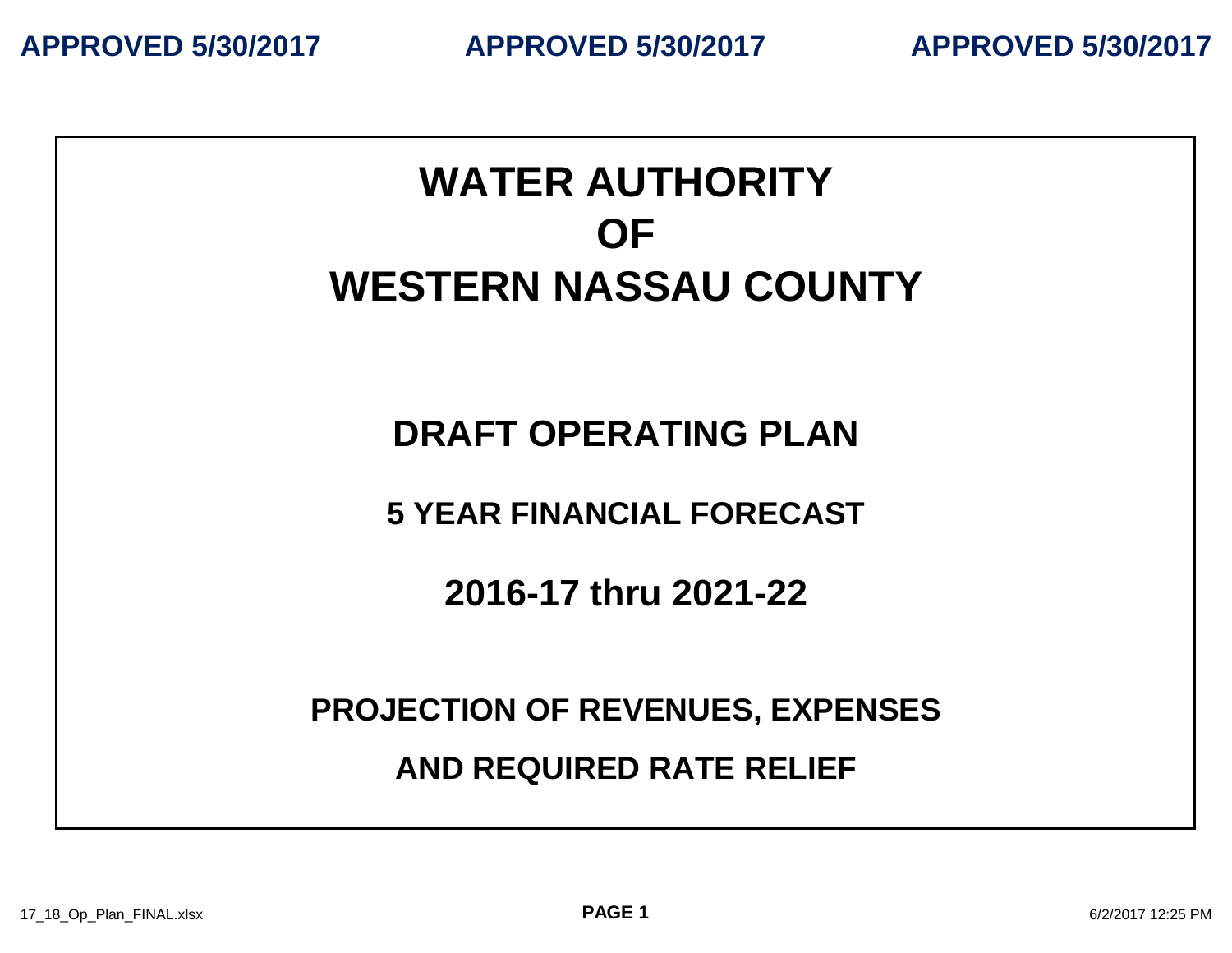**APPROVED 5/30/2017** **APPROVED 5/30/2017** **APPROVED 5/30/2017**

# WATER AUTHORITY OF WESTERN NASSAU COUNTY

## DRAFT OPERATING PLAN

### 5 YEAR FINANCIAL FORECAST

## 2016-17 thru 2021-22

### PROJECTION OF REVENUES, EXPENSES AND REQUIRED RATE RELIEF

17_18_Op_Plan_FINAL.xlsx 6/2/2017 12:25 PM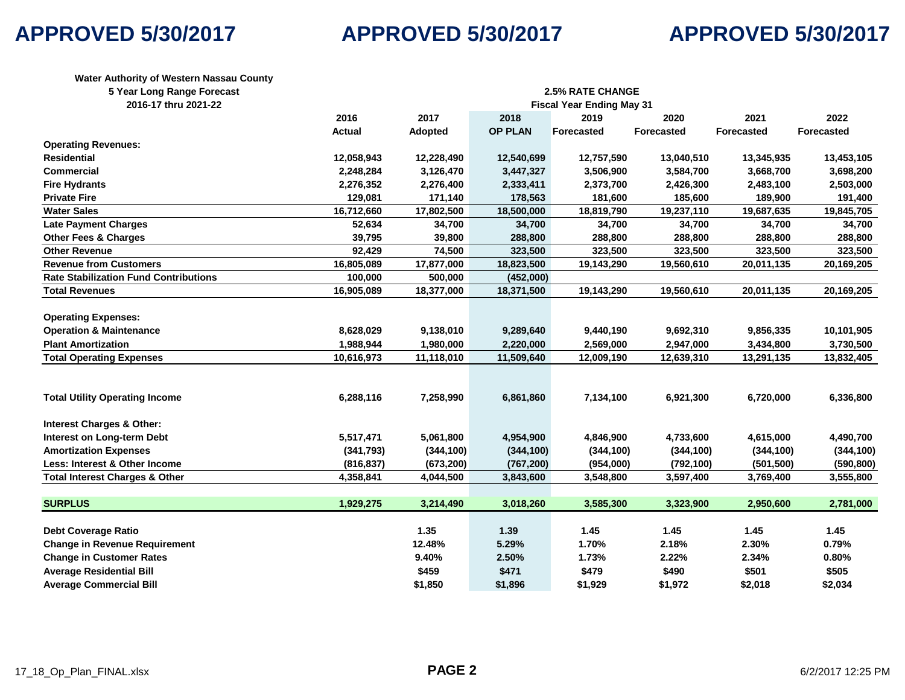**APPROVED 5/30/2017** **APPROVED 5/30/2017** **APPROVED 5/30/2017**

**Water Authority of Western Nassau County**
**5 Year Long Range Forecast**
**2016-17 thru 2021-22**

**2.5% RATE CHANGE**
**Fiscal Year Ending May 31**

| | 2016 | 2017 | 2018 | 2019 | 2020 | 2021 | 2022 |
|---|---|---|---|---|---|---|---|
| | Actual | Adopted | OP PLAN | Forecasted | Forecasted | Forecasted | Forecasted |
| **Operating Revenues:** | | | | | | | |
| Residential | 12,058,943 | 12,228,490 | 12,540,699 | 12,757,590 | 13,040,510 | 13,345,935 | 13,453,105 |
| Commercial | 2,248,284 | 3,126,470 | 3,447,327 | 3,506,900 | 3,584,700 | 3,668,700 | 3,698,200 |
| Fire Hydrants | 2,276,352 | 2,276,400 | 2,333,411 | 2,373,700 | 2,426,300 | 2,483,100 | 2,503,000 |
| Private Fire | 129,081 | 171,140 | 178,563 | 181,600 | 185,600 | 189,900 | 191,400 |
| Water Sales | 16,712,660 | 17,802,500 | 18,500,000 | 18,819,790 | 19,237,110 | 19,687,635 | 19,845,705 |
| Late Payment Charges | 52,634 | 34,700 | 34,700 | 34,700 | 34,700 | 34,700 | 34,700 |
| Other Fees & Charges | 39,795 | 39,800 | 288,800 | 288,800 | 288,800 | 288,800 | 288,800 |
| Other Revenue | 92,429 | 74,500 | 323,500 | 323,500 | 323,500 | 323,500 | 323,500 |
| Revenue from Customers | 16,805,089 | 17,877,000 | 18,823,500 | 19,143,290 | 19,560,610 | 20,011,135 | 20,169,205 |
| Rate Stabilization Fund Contributions | 100,000 | 500,000 | (452,000) | | | | |
| Total Revenues | 16,905,089 | 18,377,000 | 18,371,500 | 19,143,290 | 19,560,610 | 20,011,135 | 20,169,205 |
| **Operating Expenses:** | | | | | | | |
| Operation & Maintenance | 8,628,029 | 9,138,010 | 9,289,640 | 9,440,190 | 9,692,310 | 9,856,335 | 10,101,905 |
| Plant Amortization | 1,988,944 | 1,980,000 | 2,220,000 | 2,569,000 | 2,947,000 | 3,434,800 | 3,730,500 |
| Total Operating Expenses | 10,616,973 | 11,118,010 | 11,509,640 | 12,009,190 | 12,639,310 | 13,291,135 | 13,832,405 |
| **Total Utility Operating Income** | 6,288,116 | 7,258,990 | 6,861,860 | 7,134,100 | 6,921,300 | 6,720,000 | 6,336,800 |
| **Interest Charges & Other:** | | | | | | | |
| Interest on Long-term Debt | 5,517,471 | 5,061,800 | 4,954,900 | 4,846,900 | 4,733,600 | 4,615,000 | 4,490,700 |
| Amortization Expenses | (341,793) | (344,100) | (344,100) | (344,100) | (344,100) | (344,100) | (344,100) |
| Less: Interest & Other Income | (816,837) | (673,200) | (767,200) | (954,000) | (792,100) | (501,500) | (590,800) |
| Total Interest Charges & Other | 4,358,841 | 4,044,500 | 3,843,600 | 3,548,800 | 3,597,400 | 3,769,400 | 3,555,800 |
| **SURPLUS** | 1,929,275 | 3,214,490 | 3,018,260 | 3,585,300 | 3,323,900 | 2,950,600 | 2,781,000 |
| Debt Coverage Ratio | | 1.35 | 1.39 | 1.45 | 1.45 | 1.45 | 1.45 |
| Change in Revenue Requirement | | 12.48% | 5.29% | 1.70% | 2.18% | 2.30% | 0.79% |
| Change in Customer Rates | | 9.40% | 2.50% | 1.73% | 2.22% | 2.34% | 0.80% |
| Average Residential Bill | | $459 | $471 | $479 | $490 | $501 | $505 |
| Average Commercial Bill | | $1,850 | $1,896 | $1,929 | $1,972 | $2,018 | $2,034 |

17_18_Op_Plan_FINAL.xlsx 6/2/2017 12:25 PM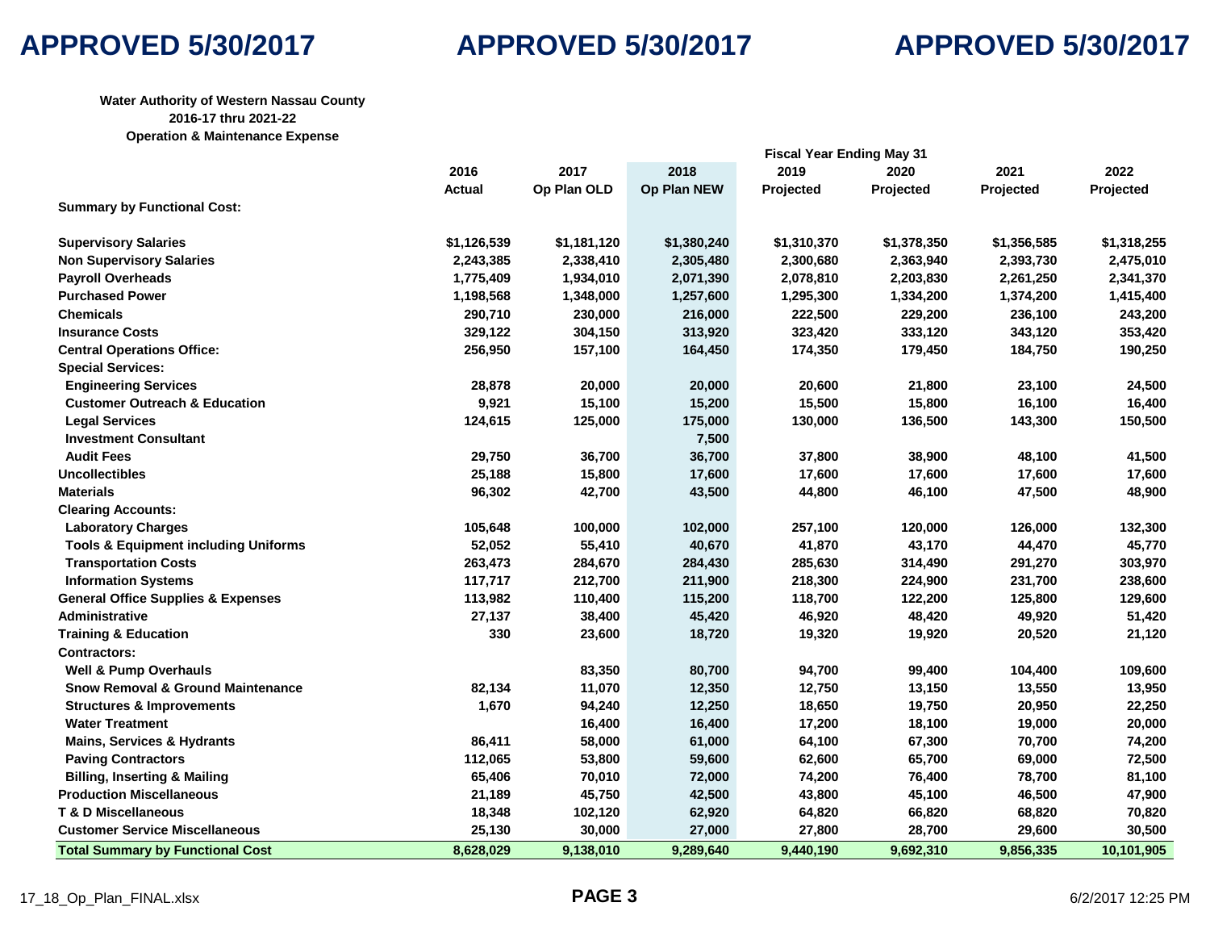# APPROVED 5/30/2017

**Water Authority of Western Nassau County**
**2016-17 thru 2021-22**
**Operation & Maintenance Expense**

| | Fiscal Year Ending May 31 | | | | | | |
|---|---|---|---|---|---|---|---|
| | 2016 | 2017 | 2018 | 2019 | 2020 | 2021 | 2022 |
| | Actual | Op Plan OLD | Op Plan NEW | Projected | Projected | Projected | Projected |
| **Summary by Functional Cost:** | | | | | | | |
| Supervisory Salaries | $1,126,539 | $1,181,120 | $1,380,240 | $1,310,370 | $1,378,350 | $1,356,585 | $1,318,255 |
| Non Supervisory Salaries | 2,243,385 | 2,338,410 | 2,305,480 | 2,300,680 | 2,363,940 | 2,393,730 | 2,475,010 |
| Payroll Overheads | 1,775,409 | 1,934,010 | 2,071,390 | 2,078,810 | 2,203,830 | 2,261,250 | 2,341,370 |
| Purchased Power | 1,198,568 | 1,348,000 | 1,257,600 | 1,295,300 | 1,334,200 | 1,374,200 | 1,415,400 |
| Chemicals | 290,710 | 230,000 | 216,000 | 222,500 | 229,200 | 236,100 | 243,200 |
| Insurance Costs | 329,122 | 304,150 | 313,920 | 323,420 | 333,120 | 343,120 | 353,420 |
| Central Operations Office: | 256,950 | 157,100 | 164,450 | 174,350 | 179,450 | 184,750 | 190,250 |
| Special Services: | | | | | | | |
| Engineering Services | 28,878 | 20,000 | 20,000 | 20,600 | 21,800 | 23,100 | 24,500 |
| Customer Outreach & Education | 9,921 | 15,100 | 15,200 | 15,500 | 15,800 | 16,100 | 16,400 |
| Legal Services | 124,615 | 125,000 | 175,000 | 130,000 | 136,500 | 143,300 | 150,500 |
| Investment Consultant | | | 7,500 | | | | |
| Audit Fees | 29,750 | 36,700 | 36,700 | 37,800 | 38,900 | 48,100 | 41,500 |
| Uncollectibles | 25,188 | 15,800 | 17,600 | 17,600 | 17,600 | 17,600 | 17,600 |
| Materials | 96,302 | 42,700 | 43,500 | 44,800 | 46,100 | 47,500 | 48,900 |
| Clearing Accounts: | | | | | | | |
| Laboratory Charges | 105,648 | 100,000 | 102,000 | 257,100 | 120,000 | 126,000 | 132,300 |
| Tools & Equipment including Uniforms | 52,052 | 55,410 | 40,670 | 41,870 | 43,170 | 44,470 | 45,770 |
| Transportation Costs | 263,473 | 284,670 | 284,430 | 285,630 | 314,490 | 291,270 | 303,970 |
| Information Systems | 117,717 | 212,700 | 211,900 | 218,300 | 224,900 | 231,700 | 238,600 |
| General Office Supplies & Expenses | 113,982 | 110,400 | 115,200 | 118,700 | 122,200 | 125,800 | 129,600 |
| Administrative | 27,137 | 38,400 | 45,420 | 46,920 | 48,420 | 49,920 | 51,420 |
| Training & Education | 330 | 23,600 | 18,720 | 19,320 | 19,920 | 20,520 | 21,120 |
| Contractors: | | | | | | | |
| Well & Pump Overhauls | | 83,350 | 80,700 | 94,700 | 99,400 | 104,400 | 109,600 |
| Snow Removal & Ground Maintenance | 82,134 | 11,070 | 12,350 | 12,750 | 13,150 | 13,550 | 13,950 |
| Structures & Improvements | 1,670 | 94,240 | 12,250 | 18,650 | 19,750 | 20,950 | 22,250 |
| Water Treatment | | 16,400 | 16,400 | 17,200 | 18,100 | 19,000 | 20,000 |
| Mains, Services & Hydrants | 86,411 | 58,000 | 61,000 | 64,100 | 67,300 | 70,700 | 74,200 |
| Paving Contractors | 112,065 | 53,800 | 59,600 | 62,600 | 65,700 | 69,000 | 72,500 |
| Billing, Inserting & Mailing | 65,406 | 70,010 | 72,000 | 74,200 | 76,400 | 78,700 | 81,100 |
| Production Miscellaneous | 21,189 | 45,750 | 42,500 | 43,800 | 45,100 | 46,500 | 47,900 |
| T & D Miscellaneous | 18,348 | 102,120 | 62,920 | 64,820 | 66,820 | 68,820 | 70,820 |
| Customer Service Miscellaneous | 25,130 | 30,000 | 27,000 | 27,800 | 28,700 | 29,600 | 30,500 |
| **Total Summary by Functional Cost** | **8,628,029** | **9,138,010** | **9,289,640** | **9,440,190** | **9,692,310** | **9,856,335** | **10,101,905** |

17_18_Op_Plan_FINAL.xlsx — 6/2/2017 12:25 PM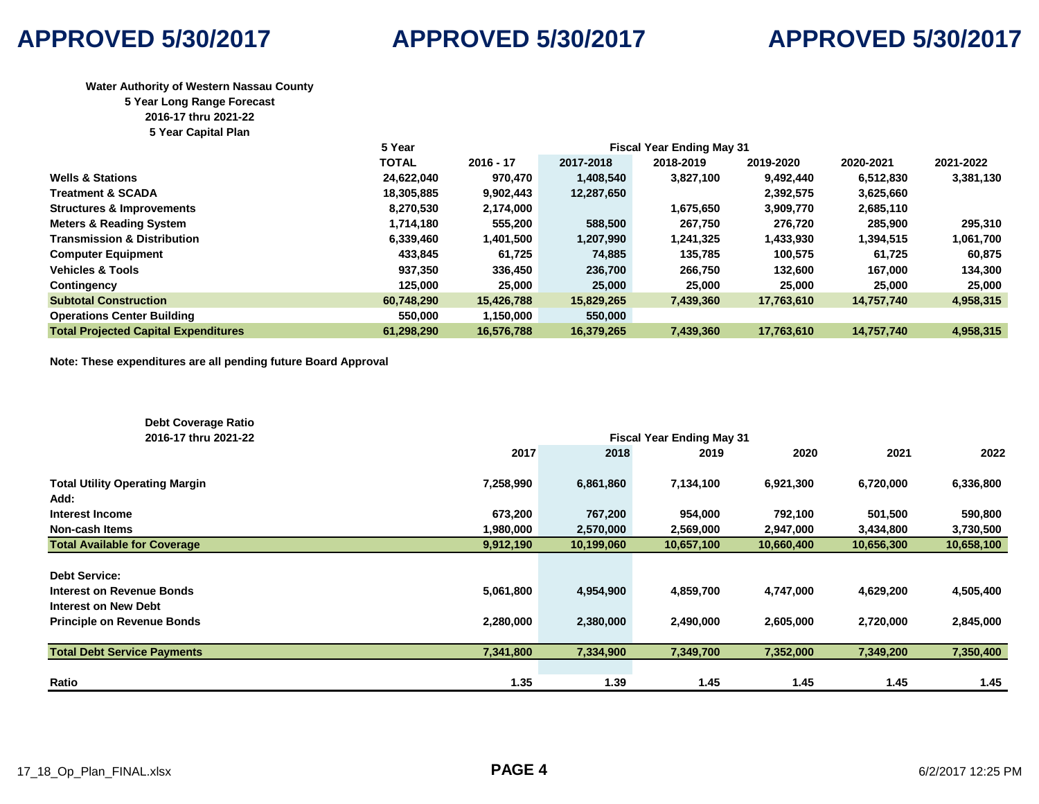# APPROVED 5/30/2017 APPROVED 5/30/2017 APPROVED 5/30/2017

**Water Authority of Western Nassau County**
**5 Year Long Range Forecast**
**2016-17 thru 2021-22**
**5 Year Capital Plan**

| | 5 Year | | Fiscal Year Ending May 31 | | | | |
|---|---|---|---|---|---|---|---|
| | **TOTAL** | **2016 - 17** | **2017-2018** | **2018-2019** | **2019-2020** | **2020-2021** | **2021-2022** |
| **Wells & Stations** | 24,622,040 | 970,470 | 1,408,540 | 3,827,100 | 9,492,440 | 6,512,830 | 3,381,130 |
| **Treatment & SCADA** | 18,305,885 | 9,902,443 | 12,287,650 | | 2,392,575 | 3,625,660 | |
| **Structures & Improvements** | 8,270,530 | 2,174,000 | | 1,675,650 | 3,909,770 | 2,685,110 | |
| **Meters & Reading System** | 1,714,180 | 555,200 | 588,500 | 267,750 | 276,720 | 285,900 | 295,310 |
| **Transmission & Distribution** | 6,339,460 | 1,401,500 | 1,207,990 | 1,241,325 | 1,433,930 | 1,394,515 | 1,061,700 |
| **Computer Equipment** | 433,845 | 61,725 | 74,885 | 135,785 | 100,575 | 61,725 | 60,875 |
| **Vehicles & Tools** | 937,350 | 336,450 | 236,700 | 266,750 | 132,600 | 167,000 | 134,300 |
| **Contingency** | 125,000 | 25,000 | 25,000 | 25,000 | 25,000 | 25,000 | 25,000 |
| **Subtotal Construction** | 60,748,290 | 15,426,788 | 15,829,265 | 7,439,360 | 17,763,610 | 14,757,740 | 4,958,315 |
| **Operations Center Building** | 550,000 | 1,150,000 | 550,000 | | | | |
| **Total Projected Capital Expenditures** | 61,298,290 | 16,576,788 | 16,379,265 | 7,439,360 | 17,763,610 | 14,757,740 | 4,958,315 |

**Note: These expenditures are all pending future Board Approval**

**Debt Coverage Ratio**
**2016-17 thru 2021-22**

| | Fiscal Year Ending May 31 | | | | | |
|---|---|---|---|---|---|---|
| | **2017** | **2018** | **2019** | **2020** | **2021** | **2022** |
| **Total Utility Operating Margin** | 7,258,990 | 6,861,860 | 7,134,100 | 6,921,300 | 6,720,000 | 6,336,800 |
| **Add:** | | | | | | |
| **Interest Income** | 673,200 | 767,200 | 954,000 | 792,100 | 501,500 | 590,800 |
| **Non-cash Items** | 1,980,000 | 2,570,000 | 2,569,000 | 2,947,000 | 3,434,800 | 3,730,500 |
| **Total Available for Coverage** | 9,912,190 | 10,199,060 | 10,657,100 | 10,660,400 | 10,656,300 | 10,658,100 |
| **Debt Service:** | | | | | | |
| **Interest on Revenue Bonds** | 5,061,800 | 4,954,900 | 4,859,700 | 4,747,000 | 4,629,200 | 4,505,400 |
| **Interest on New Debt** | | | | | | |
| **Principle on Revenue Bonds** | 2,280,000 | 2,380,000 | 2,490,000 | 2,605,000 | 2,720,000 | 2,845,000 |
| **Total Debt Service Payments** | 7,341,800 | 7,334,900 | 7,349,700 | 7,352,000 | 7,349,200 | 7,350,400 |
| **Ratio** | 1.35 | 1.39 | 1.45 | 1.45 | 1.45 | 1.45 |